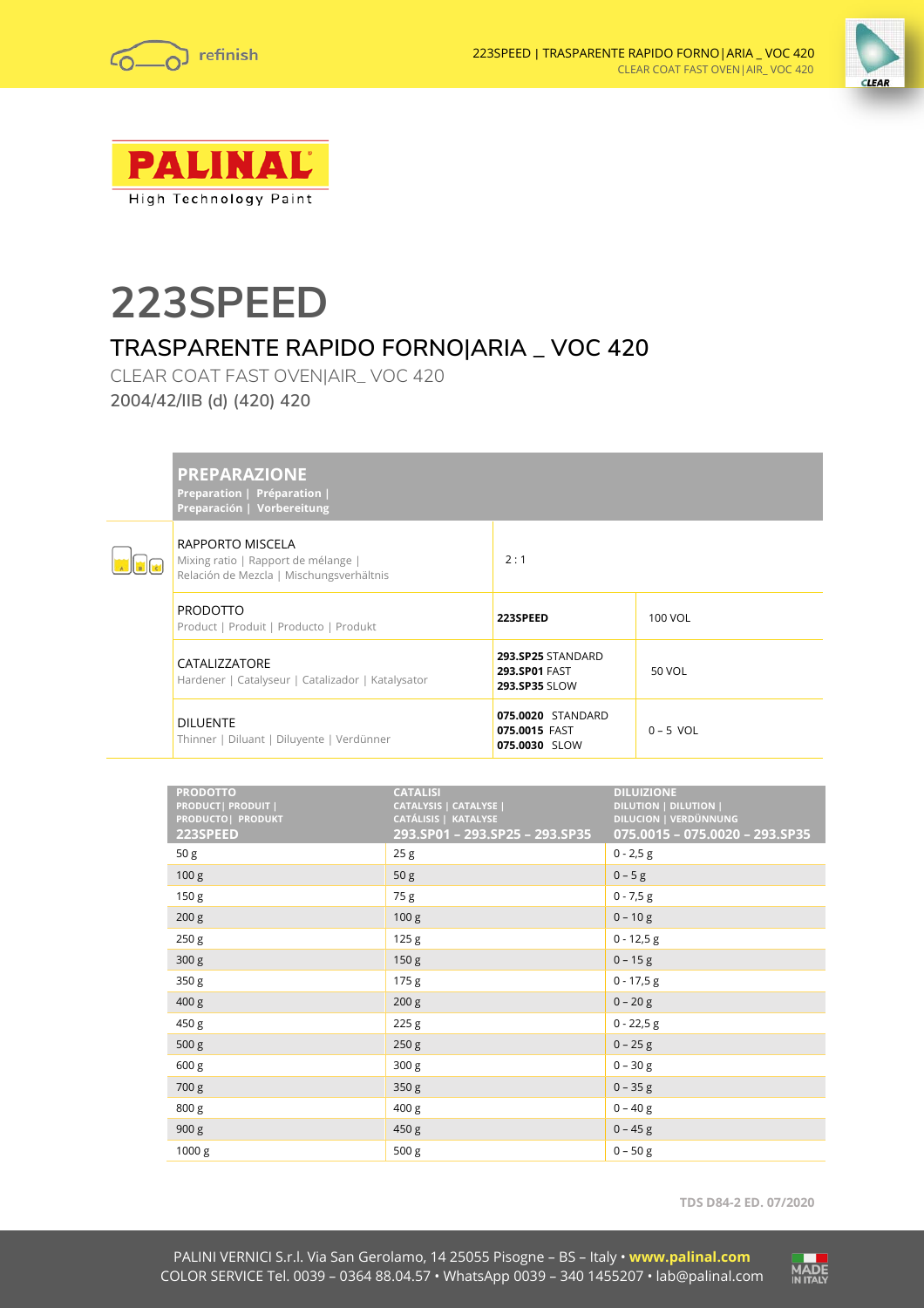PALINAL

High Technology Paint

# 223SPEED

## TRASPARENTE RAPIDO FORNO|ARIA _ VOC 420

CLEAR COAT FAST OVEN|AIR_ VOC 420

2004/42/IIB (d) (420) 420

| **PREPARAZIONE**<br>Preparation \| Préparation \| Preparación \| Vorbereitung | | |
|---|---|---|
| RAPPORTO MISCELA<br>Mixing ratio \| Rapport de mélange \| Relación de Mezcla \| Mischungsverhältnis | 2 : 1 | |
| PRODOTTO<br>Product \| Produit \| Producto \| Produkt | **223SPEED** | 100 VOL |
| CATALIZZATORE<br>Hardener \| Catalyseur \| Catalizador \| Katalysator | **293.SP25** STANDARD<br>**293.SP01** FAST<br>**293.SP35** SLOW | 50 VOL |
| DILUENTE<br>Thinner \| Diluant \| Diluyente \| Verdünner | **075.0020** STANDARD<br>**075.0015** FAST<br>**075.0030** SLOW | 0 – 5 VOL |

| PRODOTTO<br>PRODUCT\| PRODUIT \| PRODUCTO\| PRODUKT<br>**223SPEED** | CATALISI<br>CATALYSIS \| CATALYSE \| CATÁLISIS \| KATALYSE<br>**293.SP01 – 293.SP25 – 293.SP35** | DILUIZIONE<br>DILUTION \| DILUTION \| DILUCION \| VERDÜNNUNG<br>**075.0015 – 075.0020 – 293.SP35** |
|---|---|---|
| 50 g | 25 g | 0 - 2,5 g |
| 100 g | 50 g | 0 – 5 g |
| 150 g | 75 g | 0 - 7,5 g |
| 200 g | 100 g | 0 – 10 g |
| 250 g | 125 g | 0 - 12,5 g |
| 300 g | 150 g | 0 – 15 g |
| 350 g | 175 g | 0 - 17,5 g |
| 400 g | 200 g | 0 – 20 g |
| 450 g | 225 g | 0 - 22,5 g |
| 500 g | 250 g | 0 – 25 g |
| 600 g | 300 g | 0 – 30 g |
| 700 g | 350 g | 0 – 35 g |
| 800 g | 400 g | 0 – 40 g |
| 900 g | 450 g | 0 – 45 g |
| 1000 g | 500 g | 0 – 50 g |

TDS D84-2 ED. 07/2020

PALINI VERNICI S.r.l. Via San Gerolamo, 14 25055 Pisogne – BS – Italy • **www.palinal.com**
COLOR SERVICE Tel. 0039 – 0364 88.04.57 • WhatsApp 0039 – 340 1455207 • lab@palinal.com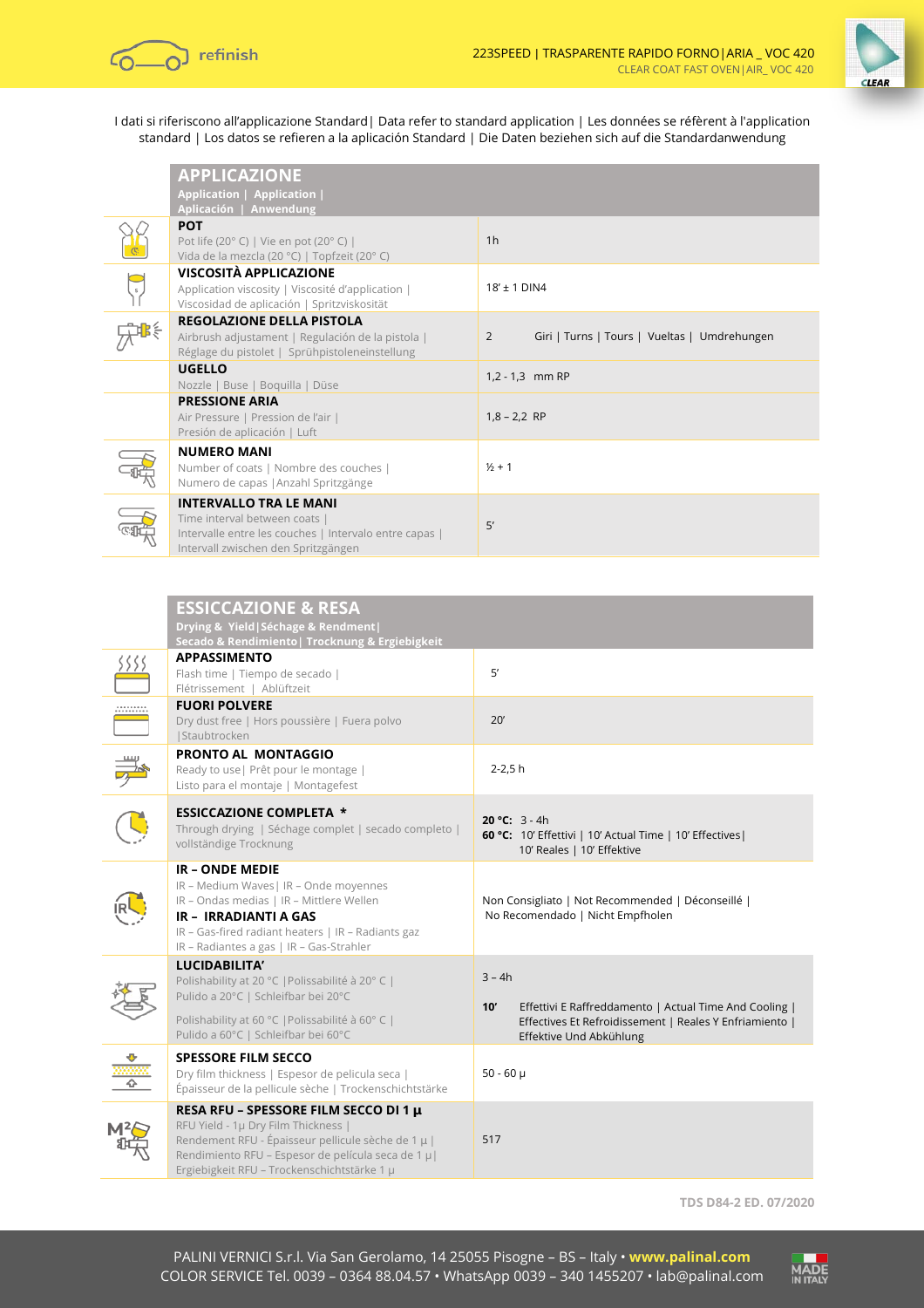I dati si riferiscono all'applicazione Standard| Data refer to standard application | Les données se réfèrent à l'application standard | Los datos se refieren a la aplicación Standard | Die Daten beziehen sich auf die Standardanwendung

| **APPLICAZIONE**<br>Application \| Application \| Aplicación \| Anwendung | |
|---|---|
| **POT**<br>Pot life (20° C) \| Vie en pot (20° C) \| Vida de la mezcla (20 °C) \| Topfzeit (20° C) | 1h |
| **VISCOSITÀ APPLICAZIONE**<br>Application viscosity \| Viscosité d'application \| Viscosidad de aplicación \| Spritzviskosität | 18' ± 1 DIN4 |
| **REGOLAZIONE DELLA PISTOLA**<br>Airbrush adjustment \| Regulación de la pistola \| Réglage du pistolet \| Sprühpistoleneinstellung | 2 Giri \| Turns \| Tours \| Vueltas \| Umdrehungen |
| **UGELLO**<br>Nozzle \| Buse \| Boquilla \| Düse | 1,2 - 1,3 mm RP |
| **PRESSIONE ARIA**<br>Air Pressure \| Pression de l'air \| Presión de aplicación \| Luft | 1,8 – 2,2 RP |
| **NUMERO MANI**<br>Number of coats \| Nombre des couches \| Numero de capas \|Anzahl Spritzgänge | ½ + 1 |
| **INTERVALLO TRA LE MANI**<br>Time interval between coats \| Intervalle entre les couches \| Intervalo entre capas \| Intervall zwischen den Spritzgängen | 5' |

| **ESSICCAZIONE & RESA**<br>Drying & Yield\|Séchage & Rendment\| Secado & Rendimiento\| Trocknung & Ergiebigkeit | |
|---|---|
| **APPASSIMENTO**<br>Flash time \| Tiempo de secado \| Flétrissement \| Ablüftzeit | 5' |
| **FUORI POLVERE**<br>Dry dust free \| Hors poussière \| Fuera polvo \|Staubtrocken | 20' |
| **PRONTO AL MONTAGGIO**<br>Ready to use\| Prêt pour le montage \| Listo para el montaje \| Montagefest | 2-2,5 h |
| **ESSICCAZIONE COMPLETA** *<br>Through drying \| Séchage complet \| secado completo \| vollständige Trocknung | **20 °C:** 3 - 4h<br>**60 °C:** 10' Effettivi \| 10' Actual Time \| 10' Effectives\| 10' Reales \| 10' Effektive |
| **IR – ONDE MEDIE**<br>IR – Medium Waves\| IR – Onde moyennes IR – Ondas medias \| IR – Mittlere Wellen<br>**IR – IRRADIANTI A GAS**<br>IR – Gas-fired radiant heaters \| IR – Radiants gaz IR – Radiantes a gas \| IR – Gas-Strahler | Non Consigliato \| Not Recommended \| Déconseillé \| No Recomendado \| Nicht Empfholen |
| **LUCIDABILITA'**<br>Polishability at 20 °C \|Polissabilité à 20° C \| Pulido a 20°C \| Schleifbar bei 20°C<br>Polishability at 60 °C \|Polissabilité à 60° C \| Pulido a 60°C \| Schleifbar bei 60°C | 3 – 4h<br>**10'** Effettivi E Raffreddamento \| Actual Time And Cooling \| Effectives Et Refroidissement \| Reales Y Enfriamiento \| Effektive Und Abkühlung |
| **SPESSORE FILM SECCO**<br>Dry film thickness \| Espesor de pelicula seca \| Épaisseur de la pellicule sèche \| Trockenschichtstärke | 50 - 60 μ |
| **RESA RFU – SPESSORE FILM SECCO DI 1 μ**<br>RFU Yield - 1μ Dry Film Thickness \| Rendement RFU - Épaisseur pellicule sèche de 1 μ \| Rendimiento RFU – Espesor de película seca de 1 μ\| Ergiebigkeit RFU – Trockenschichtstärke 1 μ | 517 |

TDS D84-2 ED. 07/2020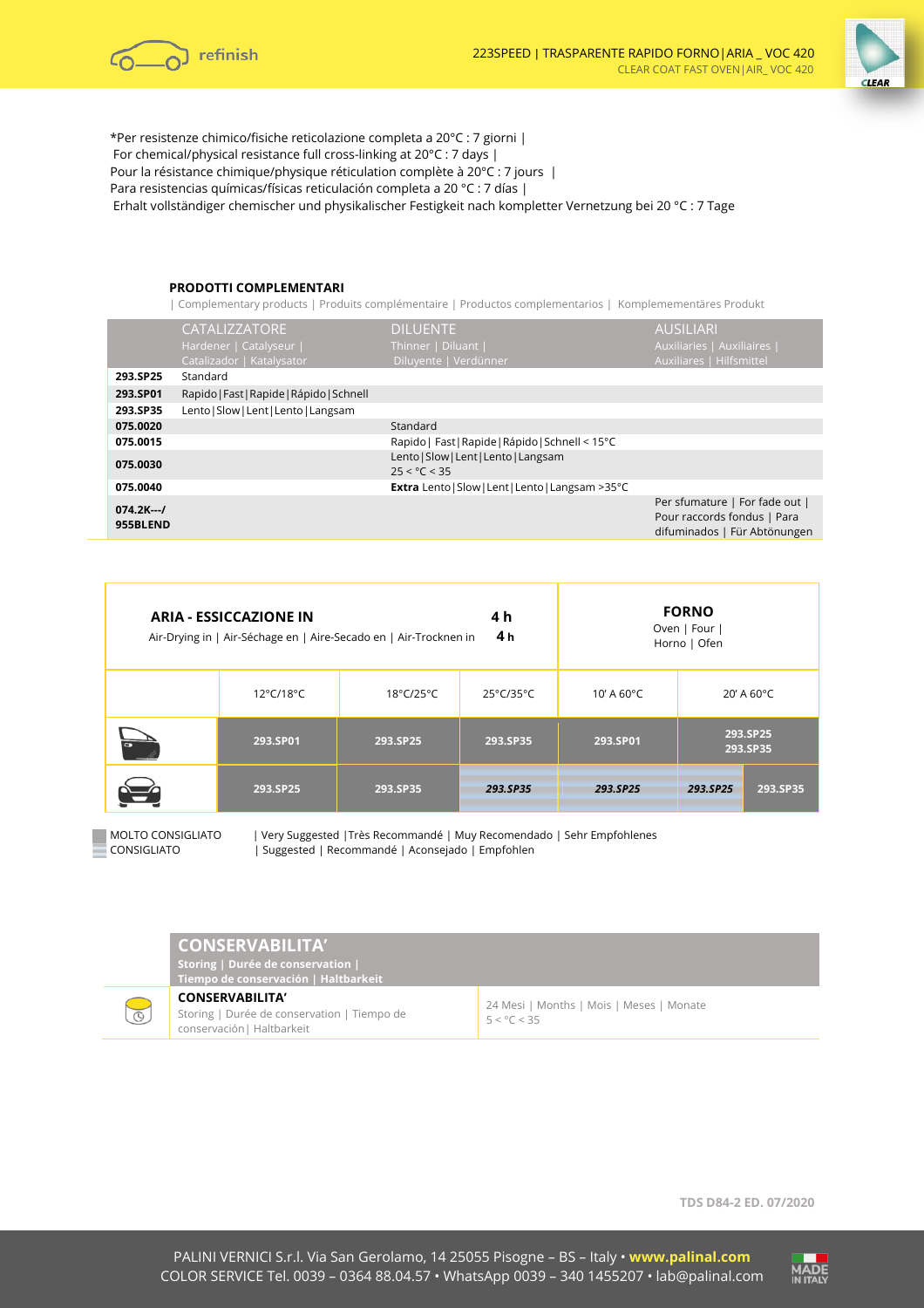*Per resistenze chimico/fisiche reticolazione completa a 20°C : 7 giorni |
For chemical/physical resistance full cross-linking at 20°C : 7 days |
Pour la résistance chimique/physique réticulation complète à 20°C : 7 jours |
Para resistencias químicas/físicas reticulación completa a 20 °C : 7 días |
Erhalt vollständiger chemischer und physikalischer Festigkeit nach kompletter Vernetzung bei 20 °C : 7 Tage

## PRODOTTI COMPLEMENTARI

| Complementary products | Produits complémentaire | Productos complementarios | Komplemementäres Produkt

| | CATALIZZATORE Hardener \| Catalyseur \| Catalizador \| Katalysator | DILUENTE Thinner \| Diluant \| Diluyente \| Verdünner | AUSILIARI Auxiliaries \| Auxiliaires \| Auxiliares \| Hilfsmittel |
|---|---|---|---|
| **293.SP25** | Standard | | |
| **293.SP01** | Rapido\|Fast\|Rapide\|Rápido\|Schnell | | |
| **293.SP35** | Lento\|Slow\|Lent\|Lento\|Langsam | | |
| **075.0020** | | Standard | |
| **075.0015** | | Rapido\| Fast\|Rapide\|Rápido\|Schnell < 15°C | |
| **075.0030** | | Lento\|Slow\|Lent\|Lento\|Langsam 25 < °C < 35 | |
| **075.0040** | | **Extra** Lento\|Slow\|Lent\|Lento\|Langsam >35°C | |
| **074.2K---/ 955BLEND** | | | Per sfumature \| For fade out \| Pour raccords fondus \| Para difuminados \| Für Abtönungen |

| | ARIA - ESSICCAZIONE IN 4 h<br>Air-Drying in \| Air-Séchage en \| Aire-Secado en \| Air-Trocknen in 4 h | | | FORNO<br>Oven \| Four \| Horno \| Ofen | | |
|---|---|---|---|---|---|---|
| | 12°C/18°C | 18°C/25°C | 25°C/35°C | 10' A 60°C | 20' A 60°C | |
| (panel) | 293.SP01 | 293.SP25 | 293.SP35 | 293.SP01 | 293.SP25 293.SP35 | |
| (car) | 293.SP25 | 293.SP35 | *293.SP35* | *293.SP25* | *293.SP25* | 293.SP35 |

MOLTO CONSIGLIATO | Very Suggested |Très Recommandé | Muy Recomendado | Sehr Empfohlenes
CONSIGLIATO | Suggested | Recommandé | Aconsejado | Empfohlen

## CONSERVABILITA'

**Storing | Durée de conservation | Tiempo de conservación | Haltbarkeit**

| | |
|---|---|
| **CONSERVABILITA'** Storing \| Durée de conservation \| Tiempo de conservación\| Haltbarkeit | 24 Mesi \| Months \| Mois \| Meses \| Monate 5 < °C < 35 |

TDS D84-2 ED. 07/2020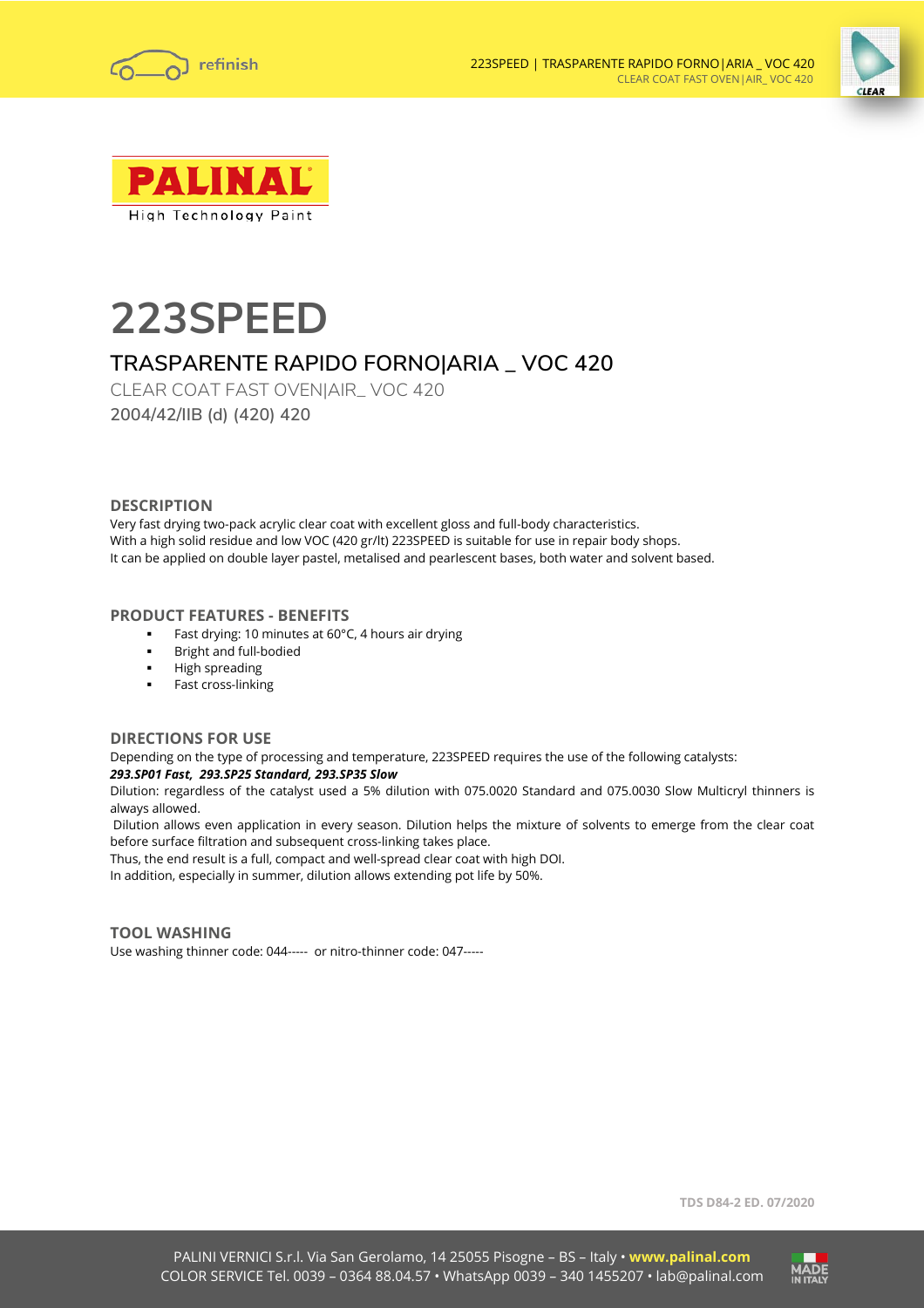# 223SPEED

## TRASPARENTE RAPIDO FORNO|ARIA _ VOC 420

CLEAR COAT FAST OVEN|AIR_ VOC 420

2004/42/IIB (d) (420) 420

### DESCRIPTION

Very fast drying two-pack acrylic clear coat with excellent gloss and full-body characteristics.
With a high solid residue and low VOC (420 gr/lt) 223SPEED is suitable for use in repair body shops.
It can be applied on double layer pastel, metalised and pearlescent bases, both water and solvent based.

### PRODUCT FEATURES - BENEFITS

- Fast drying: 10 minutes at 60°C, 4 hours air drying
- Bright and full-bodied
- High spreading
- Fast cross-linking

### DIRECTIONS FOR USE

Depending on the type of processing and temperature, 223SPEED requires the use of the following catalysts:
***293.SP01 Fast, 293.SP25 Standard, 293.SP35 Slow***
Dilution: regardless of the catalyst used a 5% dilution with 075.0020 Standard and 075.0030 Slow Multicryl thinners is always allowed.
Dilution allows even application in every season. Dilution helps the mixture of solvents to emerge from the clear coat before surface filtration and subsequent cross-linking takes place.
Thus, the end result is a full, compact and well-spread clear coat with high DOI.
In addition, especially in summer, dilution allows extending pot life by 50%.

### TOOL WASHING

Use washing thinner code: 044----- or nitro-thinner code: 047-----

TDS D84-2 ED. 07/2020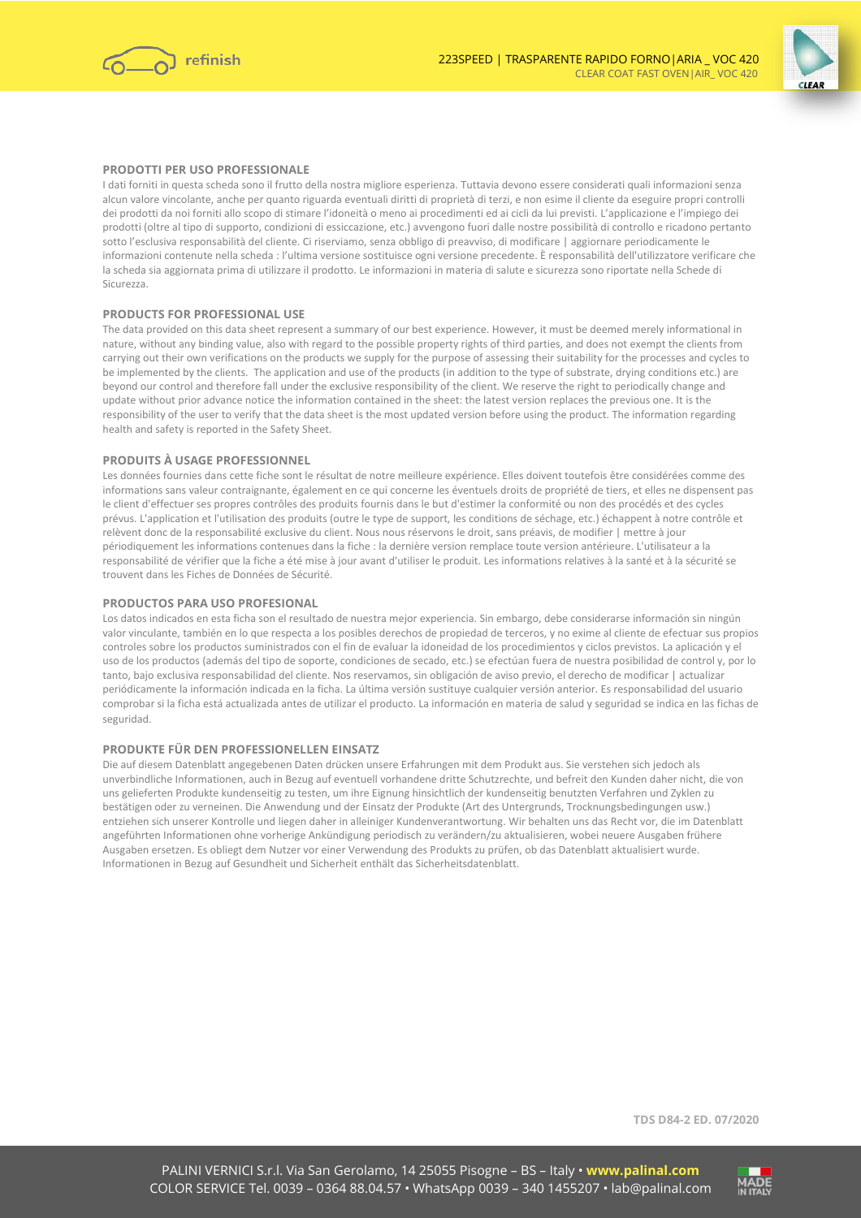## PRODOTTI PER USO PROFESSIONALE

I dati forniti in questa scheda sono il frutto della nostra migliore esperienza. Tuttavia devono essere considerati quali informazioni senza alcun valore vincolante, anche per quanto riguarda eventuali diritti di proprietà di terzi, e non esime il cliente da eseguire propri controlli dei prodotti da noi forniti allo scopo di stimare l'idoneità o meno ai procedimenti ed ai cicli da lui previsti. L'applicazione e l'impiego dei prodotti (oltre al tipo di supporto, condizioni di essiccazione, etc.) avvengono fuori dalle nostre possibilità di controllo e ricadono pertanto sotto l'esclusiva responsabilità del cliente. Ci riserviamo, senza obbligo di preavviso, di modificare | aggiornare periodicamente le informazioni contenute nella scheda : l'ultima versione sostituisce ogni versione precedente. È responsabilità dell'utilizzatore verificare che la scheda sia aggiornata prima di utilizzare il prodotto. Le informazioni in materia di salute e sicurezza sono riportate nella Schede di Sicurezza.

## PRODUCTS FOR PROFESSIONAL USE

The data provided on this data sheet represent a summary of our best experience. However, it must be deemed merely informational in nature, without any binding value, also with regard to the possible property rights of third parties, and does not exempt the clients from carrying out their own verifications on the products we supply for the purpose of assessing their suitability for the processes and cycles to be implemented by the clients. The application and use of the products (in addition to the type of substrate, drying conditions etc.) are beyond our control and therefore fall under the exclusive responsibility of the client. We reserve the right to periodically change and update without prior advance notice the information contained in the sheet: the latest version replaces the previous one. It is the responsibility of the user to verify that the data sheet is the most updated version before using the product. The information regarding health and safety is reported in the Safety Sheet.

## PRODUITS À USAGE PROFESSIONNEL

Les données fournies dans cette fiche sont le résultat de notre meilleure expérience. Elles doivent toutefois être considérées comme des informations sans valeur contraignante, également en ce qui concerne les éventuels droits de propriété de tiers, et elles ne dispensent pas le client d'effectuer ses propres contrôles des produits fournis dans le but d'estimer la conformité ou non des procédés et des cycles prévus. L'application et l'utilisation des produits (outre le type de support, les conditions de séchage, etc.) échappent à notre contrôle et relèvent donc de la responsabilité exclusive du client. Nous nous réservons le droit, sans préavis, de modifier | mettre à jour périodiquement les informations contenues dans la fiche : la dernière version remplace toute version antérieure. L'utilisateur a la responsabilité de vérifier que la fiche a été mise à jour avant d'utiliser le produit. Les informations relatives à la santé et à la sécurité se trouvent dans les Fiches de Données de Sécurité.

## PRODUCTOS PARA USO PROFESIONAL

Los datos indicados en esta ficha son el resultado de nuestra mejor experiencia. Sin embargo, debe considerarse información sin ningún valor vinculante, también en lo que respecta a los posibles derechos de propiedad de terceros, y no exime al cliente de efectuar sus propios controles sobre los productos suministrados con el fin de evaluar la idoneidad de los procedimientos y ciclos previstos. La aplicación y el uso de los productos (además del tipo de soporte, condiciones de secado, etc.) se efectúan fuera de nuestra posibilidad de control y, por lo tanto, bajo exclusiva responsabilidad del cliente. Nos reservamos, sin obligación de aviso previo, el derecho de modificar | actualizar periódicamente la información indicada en la ficha. La última versión sustituye cualquier versión anterior. Es responsabilidad del usuario comprobar si la ficha está actualizada antes de utilizar el producto. La información en materia de salud y seguridad se indica en las fichas de seguridad.

## PRODUKTE FÜR DEN PROFESSIONELLEN EINSATZ

Die auf diesem Datenblatt angegebenen Daten drücken unsere Erfahrungen mit dem Produkt aus. Sie verstehen sich jedoch als unverbindliche Informationen, auch in Bezug auf eventuell vorhandene dritte Schutzrechte, und befreit den Kunden daher nicht, die von uns gelieferten Produkte kundenseitig zu testen, um ihre Eignung hinsichtlich der kundenseitig benutzten Verfahren und Zyklen zu bestätigen oder zu verneinen. Die Anwendung und der Einsatz der Produkte (Art des Untergrunds, Trocknungsbedingungen usw.) entziehen sich unserer Kontrolle und liegen daher in alleiniger Kundenverantwortung. Wir behalten uns das Recht vor, die im Datenblatt angeführten Informationen ohne vorherige Ankündigung periodisch zu verändern/zu aktualisieren, wobei neuere Ausgaben frühere Ausgaben ersetzen. Es obliegt dem Nutzer vor einer Verwendung des Produkts zu prüfen, ob das Datenblatt aktualisiert wurde. Informationen in Bezug auf Gesundheit und Sicherheit enthält das Sicherheitsdatenblatt.

TDS D84-2 ED. 07/2020